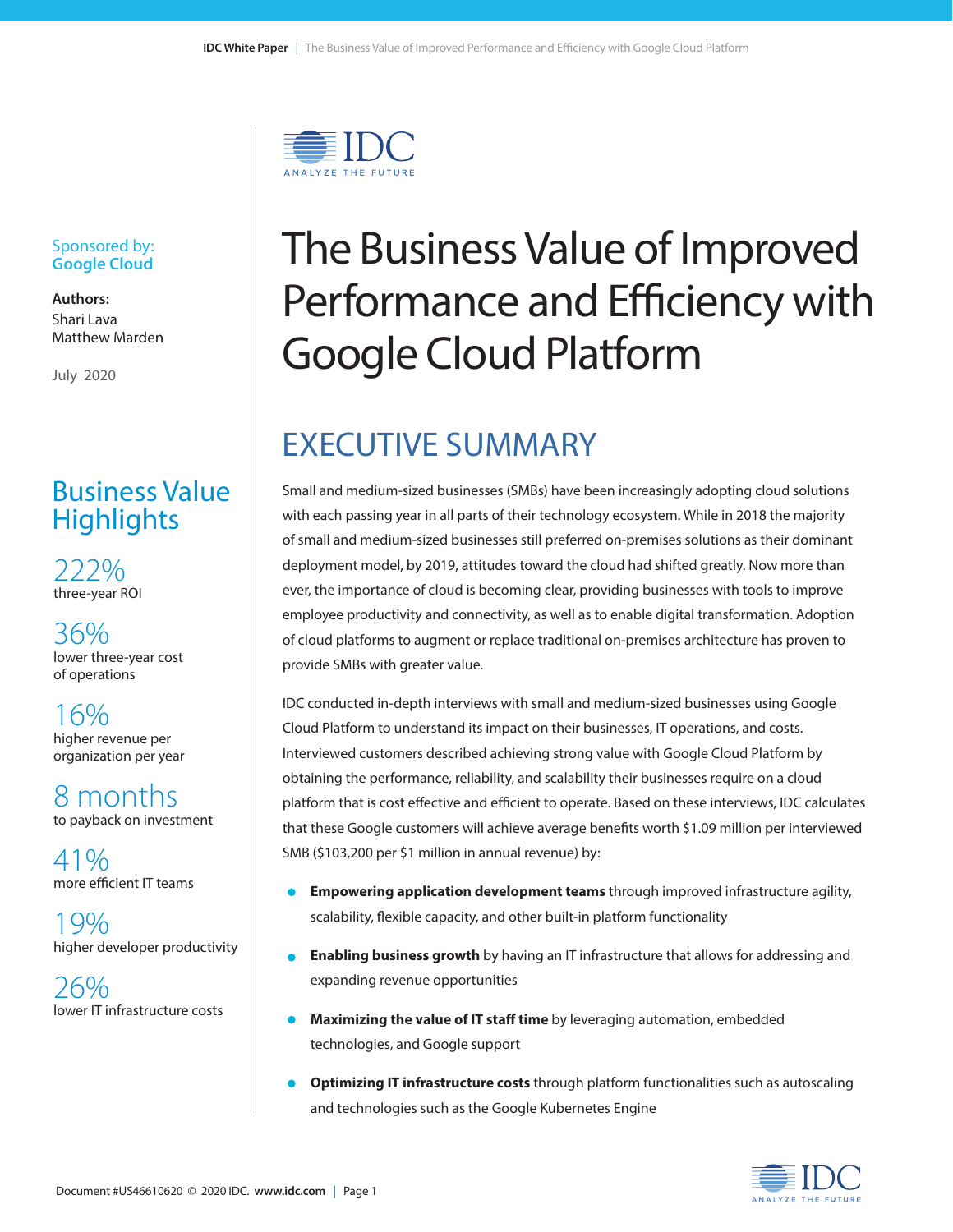# The Business Value of Improved Performance and Efficiency with Google Cloud Platform

Sponsored by:
**Google Cloud**

**Authors:**
Shari Lava
Matthew Marden

July 2020

## Business Value Highlights

**222%**
three-year ROI

**36%**
lower three-year cost of operations

**16%**
higher revenue per organization per year

**8 months**
to payback on investment

**41%**
more efficient IT teams

**19%**
higher developer productivity

**26%**
lower IT infrastructure costs

## EXECUTIVE SUMMARY

Small and medium-sized businesses (SMBs) have been increasingly adopting cloud solutions with each passing year in all parts of their technology ecosystem. While in 2018 the majority of small and medium-sized businesses still preferred on-premises solutions as their dominant deployment model, by 2019, attitudes toward the cloud had shifted greatly. Now more than ever, the importance of cloud is becoming clear, providing businesses with tools to improve employee productivity and connectivity, as well as to enable digital transformation. Adoption of cloud platforms to augment or replace traditional on-premises architecture has proven to provide SMBs with greater value.

IDC conducted in-depth interviews with small and medium-sized businesses using Google Cloud Platform to understand its impact on their businesses, IT operations, and costs. Interviewed customers described achieving strong value with Google Cloud Platform by obtaining the performance, reliability, and scalability their businesses require on a cloud platform that is cost effective and efficient to operate. Based on these interviews, IDC calculates that these Google customers will achieve average benefits worth $1.09 million per interviewed SMB ($103,200 per $1 million in annual revenue) by:

- **Empowering application development teams** through improved infrastructure agility, scalability, flexible capacity, and other built-in platform functionality
- **Enabling business growth** by having an IT infrastructure that allows for addressing and expanding revenue opportunities
- **Maximizing the value of IT staff time** by leveraging automation, embedded technologies, and Google support
- **Optimizing IT infrastructure costs** through platform functionalities such as autoscaling and technologies such as the Google Kubernetes Engine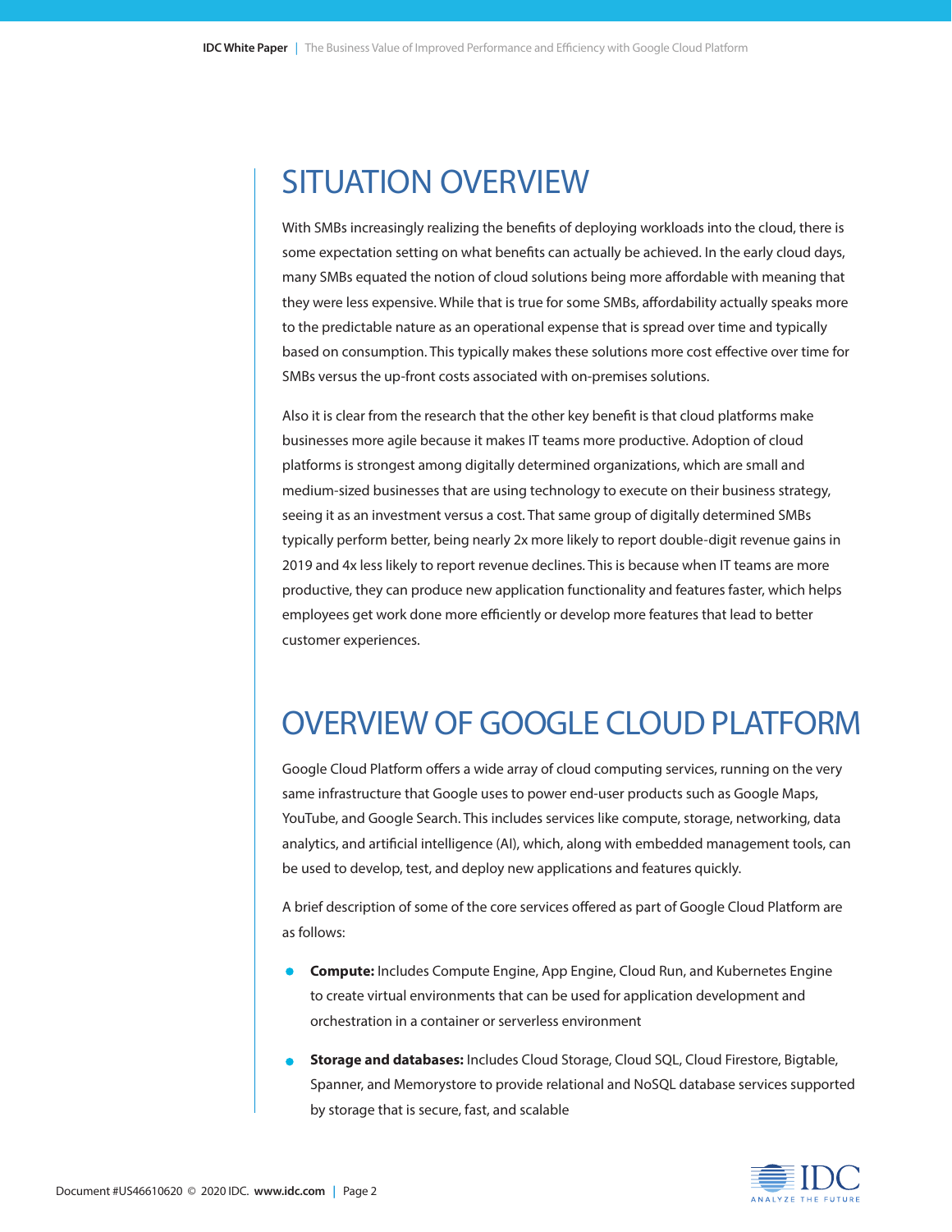# SITUATION OVERVIEW

With SMBs increasingly realizing the benefits of deploying workloads into the cloud, there is some expectation setting on what benefits can actually be achieved. In the early cloud days, many SMBs equated the notion of cloud solutions being more affordable with meaning that they were less expensive. While that is true for some SMBs, affordability actually speaks more to the predictable nature as an operational expense that is spread over time and typically based on consumption. This typically makes these solutions more cost effective over time for SMBs versus the up-front costs associated with on-premises solutions.

Also it is clear from the research that the other key benefit is that cloud platforms make businesses more agile because it makes IT teams more productive. Adoption of cloud platforms is strongest among digitally determined organizations, which are small and medium-sized businesses that are using technology to execute on their business strategy, seeing it as an investment versus a cost. That same group of digitally determined SMBs typically perform better, being nearly 2x more likely to report double-digit revenue gains in 2019 and 4x less likely to report revenue declines. This is because when IT teams are more productive, they can produce new application functionality and features faster, which helps employees get work done more efficiently or develop more features that lead to better customer experiences.

# OVERVIEW OF GOOGLE CLOUD PLATFORM

Google Cloud Platform offers a wide array of cloud computing services, running on the very same infrastructure that Google uses to power end-user products such as Google Maps, YouTube, and Google Search. This includes services like compute, storage, networking, data analytics, and artificial intelligence (AI), which, along with embedded management tools, can be used to develop, test, and deploy new applications and features quickly.

A brief description of some of the core services offered as part of Google Cloud Platform are as follows:

- **Compute:** Includes Compute Engine, App Engine, Cloud Run, and Kubernetes Engine to create virtual environments that can be used for application development and orchestration in a container or serverless environment
- **Storage and databases:** Includes Cloud Storage, Cloud SQL, Cloud Firestore, Bigtable, Spanner, and Memorystore to provide relational and NoSQL database services supported by storage that is secure, fast, and scalable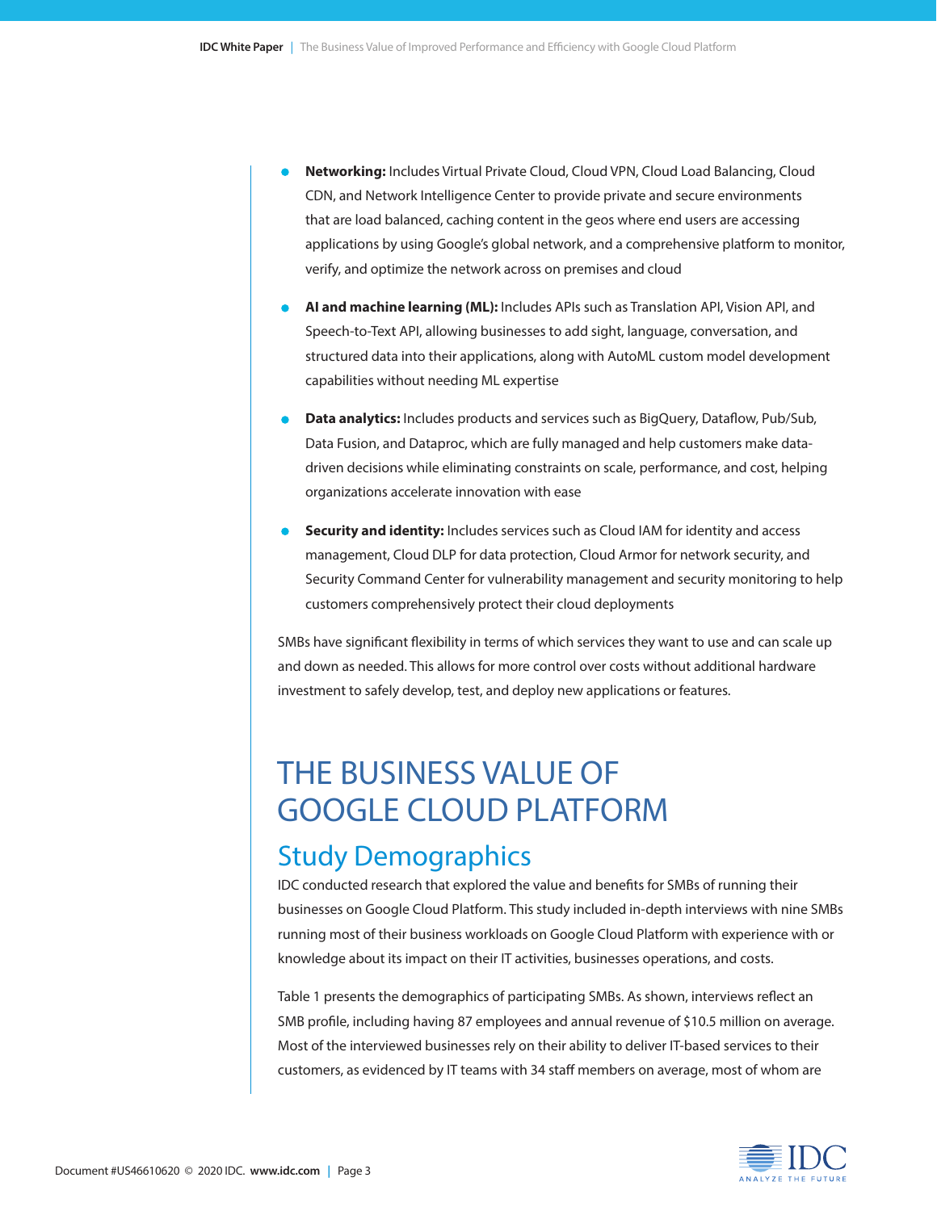- **Networking:** Includes Virtual Private Cloud, Cloud VPN, Cloud Load Balancing, Cloud CDN, and Network Intelligence Center to provide private and secure environments that are load balanced, caching content in the geos where end users are accessing applications by using Google's global network, and a comprehensive platform to monitor, verify, and optimize the network across on premises and cloud
- **AI and machine learning (ML):** Includes APIs such as Translation API, Vision API, and Speech-to-Text API, allowing businesses to add sight, language, conversation, and structured data into their applications, along with AutoML custom model development capabilities without needing ML expertise
- **Data analytics:** Includes products and services such as BigQuery, Dataflow, Pub/Sub, Data Fusion, and Dataproc, which are fully managed and help customers make data-driven decisions while eliminating constraints on scale, performance, and cost, helping organizations accelerate innovation with ease
- **Security and identity:** Includes services such as Cloud IAM for identity and access management, Cloud DLP for data protection, Cloud Armor for network security, and Security Command Center for vulnerability management and security monitoring to help customers comprehensively protect their cloud deployments

SMBs have significant flexibility in terms of which services they want to use and can scale up and down as needed. This allows for more control over costs without additional hardware investment to safely develop, test, and deploy new applications or features.

# THE BUSINESS VALUE OF GOOGLE CLOUD PLATFORM

## Study Demographics

IDC conducted research that explored the value and benefits for SMBs of running their businesses on Google Cloud Platform. This study included in-depth interviews with nine SMBs running most of their business workloads on Google Cloud Platform with experience with or knowledge about its impact on their IT activities, businesses operations, and costs.

Table 1 presents the demographics of participating SMBs. As shown, interviews reflect an SMB profile, including having 87 employees and annual revenue of $10.5 million on average. Most of the interviewed businesses rely on their ability to deliver IT-based services to their customers, as evidenced by IT teams with 34 staff members on average, most of whom are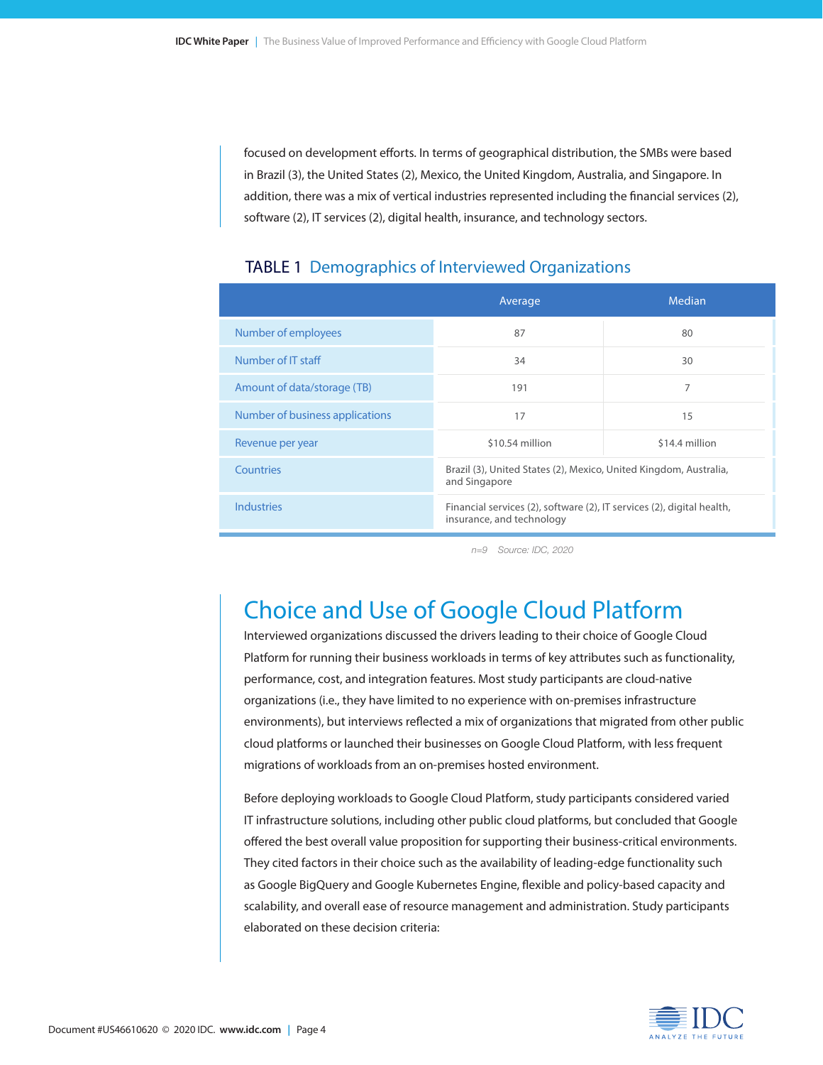focused on development efforts. In terms of geographical distribution, the SMBs were based in Brazil (3), the United States (2), Mexico, the United Kingdom, Australia, and Singapore. In addition, there was a mix of vertical industries represented including the financial services (2), software (2), IT services (2), digital health, insurance, and technology sectors.

### TABLE 1 Demographics of Interviewed Organizations

| | Average | Median |
|---|---|---|
| Number of employees | 87 | 80 |
| Number of IT staff | 34 | 30 |
| Amount of data/storage (TB) | 191 | 7 |
| Number of business applications | 17 | 15 |
| Revenue per year | $10.54 million | $14.4 million |
| Countries | Brazil (3), United States (2), Mexico, United Kingdom, Australia, and Singapore | |
| Industries | Financial services (2), software (2), IT services (2), digital health, insurance, and technology | |

*n=9 Source: IDC, 2020*

## Choice and Use of Google Cloud Platform

Interviewed organizations discussed the drivers leading to their choice of Google Cloud Platform for running their business workloads in terms of key attributes such as functionality, performance, cost, and integration features. Most study participants are cloud-native organizations (i.e., they have limited to no experience with on-premises infrastructure environments), but interviews reflected a mix of organizations that migrated from other public cloud platforms or launched their businesses on Google Cloud Platform, with less frequent migrations of workloads from an on-premises hosted environment.

Before deploying workloads to Google Cloud Platform, study participants considered varied IT infrastructure solutions, including other public cloud platforms, but concluded that Google offered the best overall value proposition for supporting their business-critical environments. They cited factors in their choice such as the availability of leading-edge functionality such as Google BigQuery and Google Kubernetes Engine, flexible and policy-based capacity and scalability, and overall ease of resource management and administration. Study participants elaborated on these decision criteria: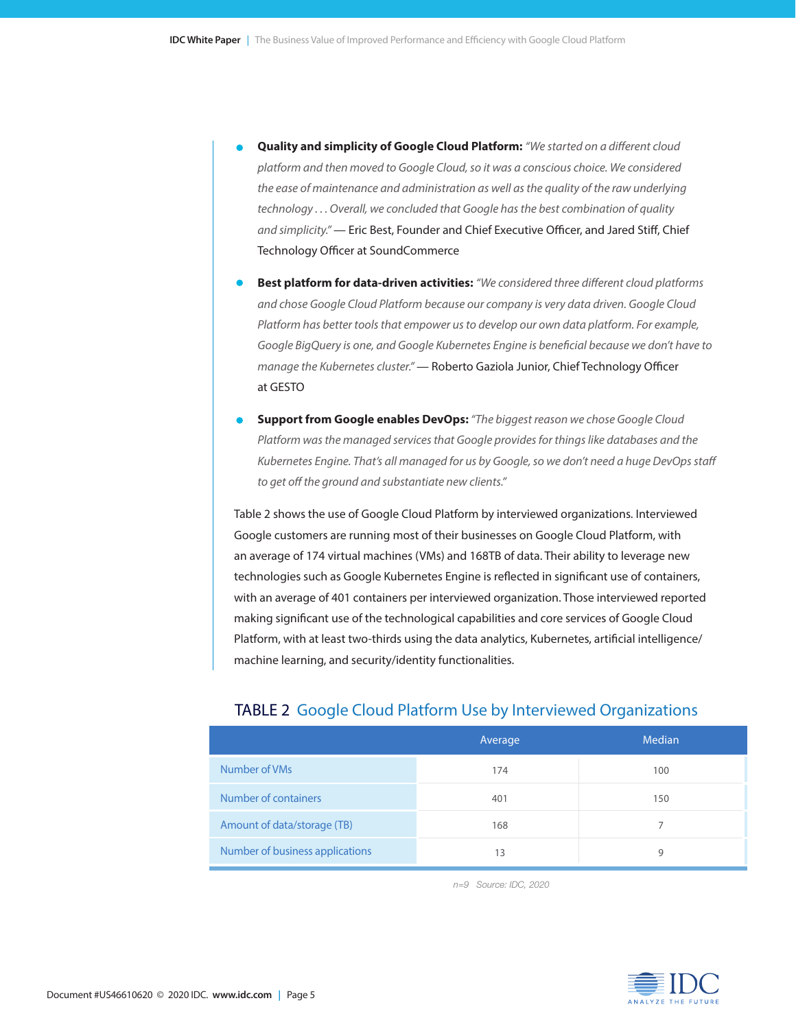- **Quality and simplicity of Google Cloud Platform:** *"We started on a different cloud platform and then moved to Google Cloud, so it was a conscious choice. We considered the ease of maintenance and administration as well as the quality of the raw underlying technology . . . Overall, we concluded that Google has the best combination of quality and simplicity."* — Eric Best, Founder and Chief Executive Officer, and Jared Stiff, Chief Technology Officer at SoundCommerce
- **Best platform for data-driven activities:** *"We considered three different cloud platforms and chose Google Cloud Platform because our company is very data driven. Google Cloud Platform has better tools that empower us to develop our own data platform. For example, Google BigQuery is one, and Google Kubernetes Engine is beneficial because we don't have to manage the Kubernetes cluster."* — Roberto Gaziola Junior, Chief Technology Officer at GESTO
- **Support from Google enables DevOps:** *"The biggest reason we chose Google Cloud Platform was the managed services that Google provides for things like databases and the Kubernetes Engine. That's all managed for us by Google, so we don't need a huge DevOps staff to get off the ground and substantiate new clients."*

Table 2 shows the use of Google Cloud Platform by interviewed organizations. Interviewed Google customers are running most of their businesses on Google Cloud Platform, with an average of 174 virtual machines (VMs) and 168TB of data. Their ability to leverage new technologies such as Google Kubernetes Engine is reflected in significant use of containers, with an average of 401 containers per interviewed organization. Those interviewed reported making significant use of the technological capabilities and core services of Google Cloud Platform, with at least two-thirds using the data analytics, Kubernetes, artificial intelligence/machine learning, and security/identity functionalities.

## TABLE 2 Google Cloud Platform Use by Interviewed Organizations

| | Average | Median |
|---|---|---|
| Number of VMs | 174 | 100 |
| Number of containers | 401 | 150 |
| Amount of data/storage (TB) | 168 | 7 |
| Number of business applications | 13 | 9 |

*n=9 Source: IDC, 2020*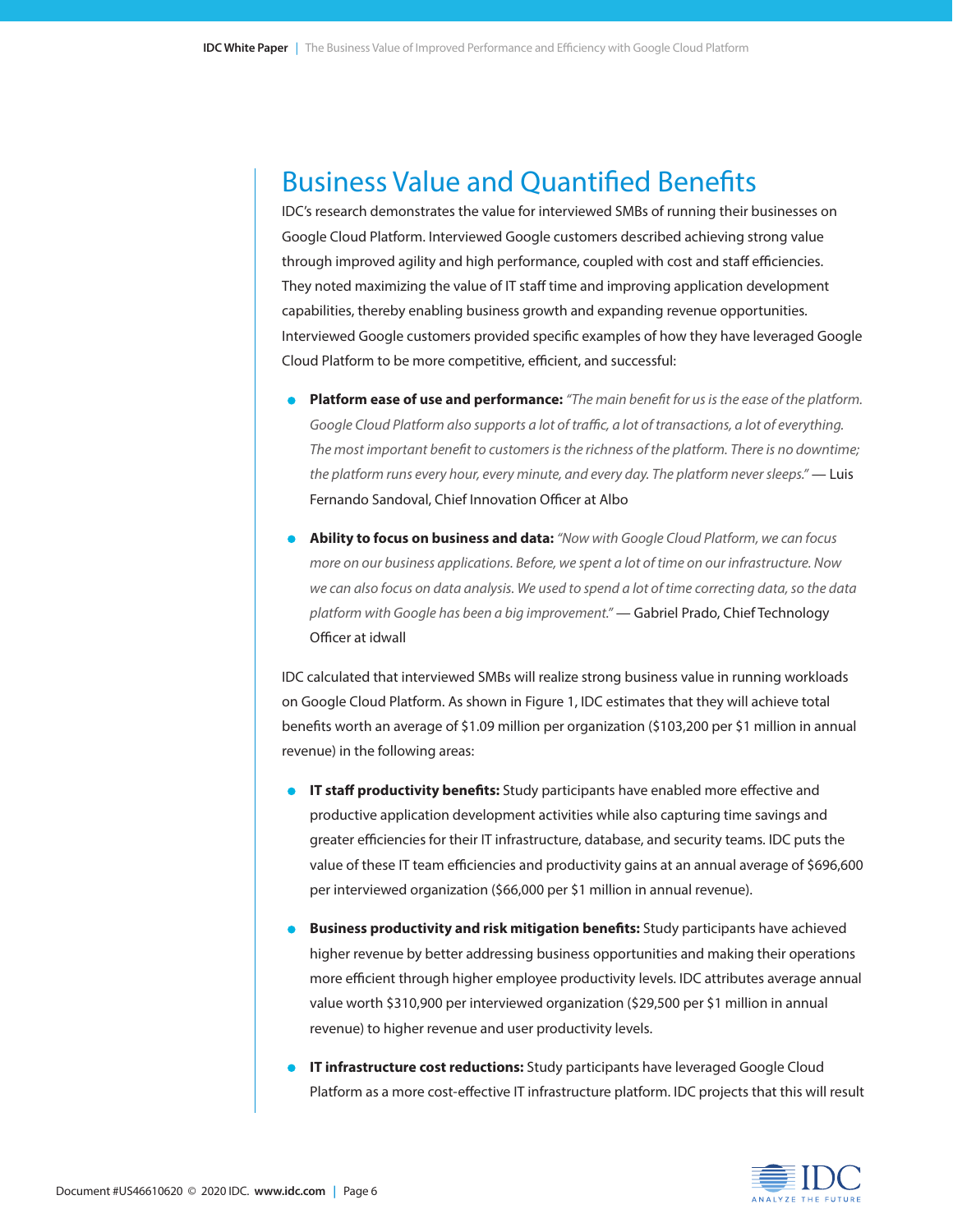## Business Value and Quantified Benefits

IDC's research demonstrates the value for interviewed SMBs of running their businesses on Google Cloud Platform. Interviewed Google customers described achieving strong value through improved agility and high performance, coupled with cost and staff efficiencies. They noted maximizing the value of IT staff time and improving application development capabilities, thereby enabling business growth and expanding revenue opportunities. Interviewed Google customers provided specific examples of how they have leveraged Google Cloud Platform to be more competitive, efficient, and successful:

- **Platform ease of use and performance:** *"The main benefit for us is the ease of the platform. Google Cloud Platform also supports a lot of traffic, a lot of transactions, a lot of everything. The most important benefit to customers is the richness of the platform. There is no downtime; the platform runs every hour, every minute, and every day. The platform never sleeps."* — Luis Fernando Sandoval, Chief Innovation Officer at Albo
- **Ability to focus on business and data:** *"Now with Google Cloud Platform, we can focus more on our business applications. Before, we spent a lot of time on our infrastructure. Now we can also focus on data analysis. We used to spend a lot of time correcting data, so the data platform with Google has been a big improvement."* — Gabriel Prado, Chief Technology Officer at idwall

IDC calculated that interviewed SMBs will realize strong business value in running workloads on Google Cloud Platform. As shown in Figure 1, IDC estimates that they will achieve total benefits worth an average of $1.09 million per organization ($103,200 per $1 million in annual revenue) in the following areas:

- **IT staff productivity benefits:** Study participants have enabled more effective and productive application development activities while also capturing time savings and greater efficiencies for their IT infrastructure, database, and security teams. IDC puts the value of these IT team efficiencies and productivity gains at an annual average of $696,600 per interviewed organization ($66,000 per $1 million in annual revenue).
- **Business productivity and risk mitigation benefits:** Study participants have achieved higher revenue by better addressing business opportunities and making their operations more efficient through higher employee productivity levels. IDC attributes average annual value worth $310,900 per interviewed organization ($29,500 per $1 million in annual revenue) to higher revenue and user productivity levels.
- **IT infrastructure cost reductions:** Study participants have leveraged Google Cloud Platform as a more cost-effective IT infrastructure platform. IDC projects that this will result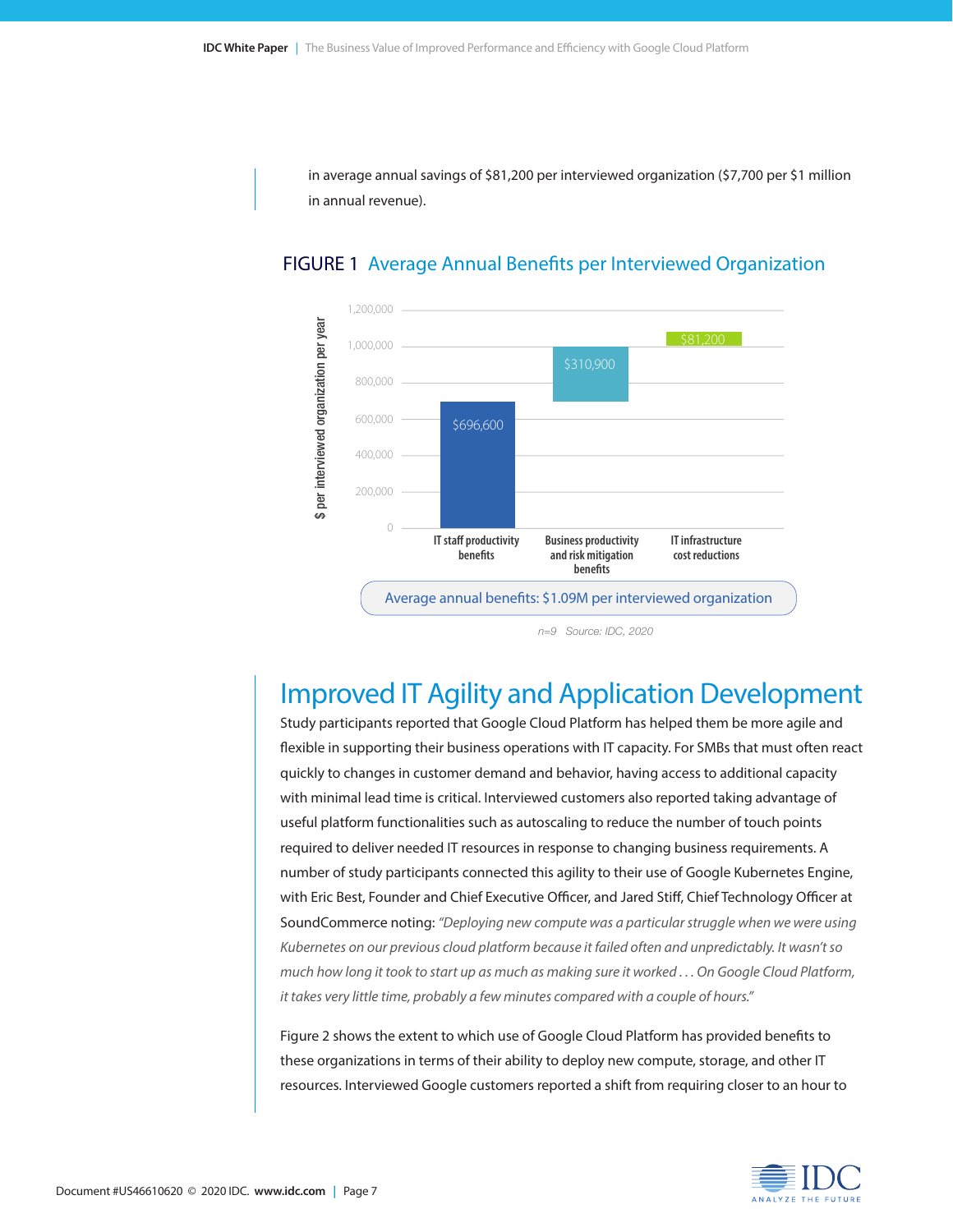in average annual savings of $81,200 per interviewed organization ($7,700 per $1 million in annual revenue).

## FIGURE 1 Average Annual Benefits per Interviewed Organization

| | $ per interviewed organization per year |
|---|---|
| IT staff productivity benefits | $696,600 |
| Business productivity and risk mitigation benefits | $310,900 |
| IT infrastructure cost reductions | $81,200 |

Average annual benefits: $1.09M per interviewed organization

n=9 Source: IDC, 2020

# Improved IT Agility and Application Development

Study participants reported that Google Cloud Platform has helped them be more agile and flexible in supporting their business operations with IT capacity. For SMBs that must often react quickly to changes in customer demand and behavior, having access to additional capacity with minimal lead time is critical. Interviewed customers also reported taking advantage of useful platform functionalities such as autoscaling to reduce the number of touch points required to deliver needed IT resources in response to changing business requirements. A number of study participants connected this agility to their use of Google Kubernetes Engine, with Eric Best, Founder and Chief Executive Officer, and Jared Stiff, Chief Technology Officer at SoundCommerce noting: *"Deploying new compute was a particular struggle when we were using Kubernetes on our previous cloud platform because it failed often and unpredictably. It wasn't so much how long it took to start up as much as making sure it worked . . . On Google Cloud Platform, it takes very little time, probably a few minutes compared with a couple of hours."*

Figure 2 shows the extent to which use of Google Cloud Platform has provided benefits to these organizations in terms of their ability to deploy new compute, storage, and other IT resources. Interviewed Google customers reported a shift from requiring closer to an hour to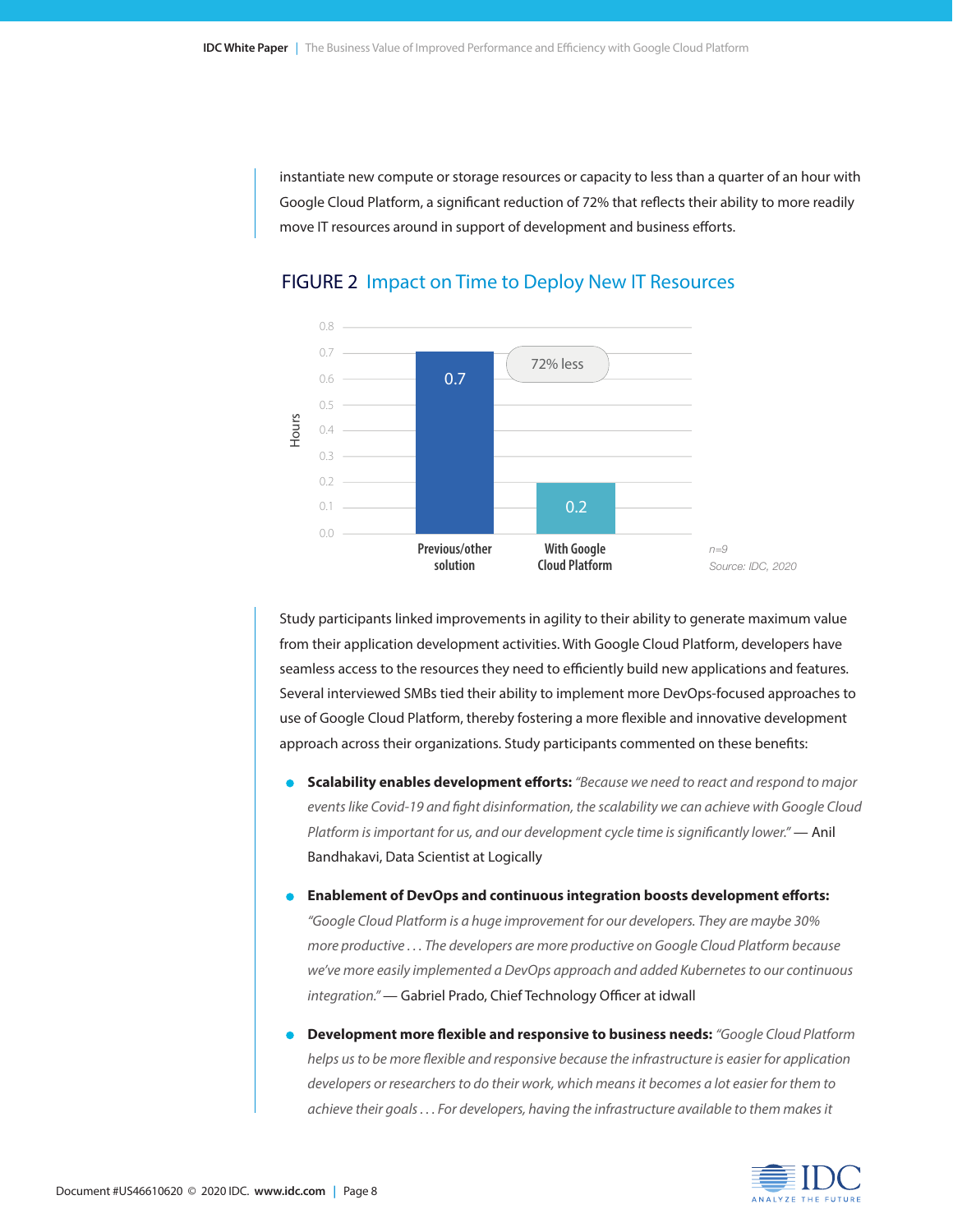instantiate new compute or storage resources or capacity to less than a quarter of an hour with Google Cloud Platform, a significant reduction of 72% that reflects their ability to more readily move IT resources around in support of development and business efforts.

## FIGURE 2 Impact on Time to Deploy New IT Resources

| | Hours |
|---|---|
| Previous/other solution | 0.7 |
| With Google Cloud Platform | 0.2 |

72% less

n=9
Source: IDC, 2020

Study participants linked improvements in agility to their ability to generate maximum value from their application development activities. With Google Cloud Platform, developers have seamless access to the resources they need to efficiently build new applications and features. Several interviewed SMBs tied their ability to implement more DevOps-focused approaches to use of Google Cloud Platform, thereby fostering a more flexible and innovative development approach across their organizations. Study participants commented on these benefits:

- **Scalability enables development efforts:** *"Because we need to react and respond to major events like Covid-19 and fight disinformation, the scalability we can achieve with Google Cloud Platform is important for us, and our development cycle time is significantly lower."* — Anil Bandhakavi, Data Scientist at Logically
- **Enablement of DevOps and continuous integration boosts development efforts:** *"Google Cloud Platform is a huge improvement for our developers. They are maybe 30% more productive . . . The developers are more productive on Google Cloud Platform because we've more easily implemented a DevOps approach and added Kubernetes to our continuous integration."* — Gabriel Prado, Chief Technology Officer at idwall
- **Development more flexible and responsive to business needs:** *"Google Cloud Platform helps us to be more flexible and responsive because the infrastructure is easier for application developers or researchers to do their work, which means it becomes a lot easier for them to achieve their goals . . . For developers, having the infrastructure available to them makes it*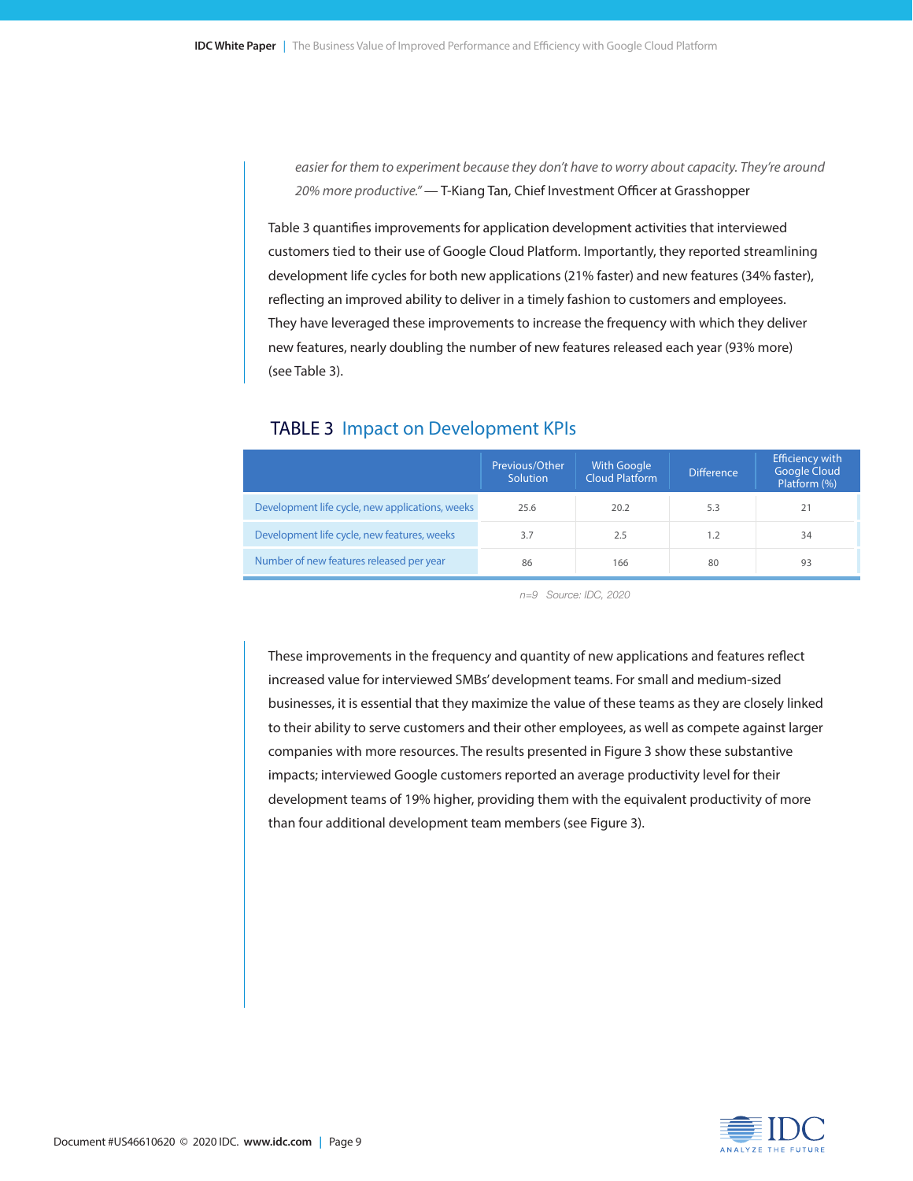*easier for them to experiment because they don't have to worry about capacity. They're around 20% more productive."* — T-Kiang Tan, Chief Investment Officer at Grasshopper

Table 3 quantifies improvements for application development activities that interviewed customers tied to their use of Google Cloud Platform. Importantly, they reported streamlining development life cycles for both new applications (21% faster) and new features (34% faster), reflecting an improved ability to deliver in a timely fashion to customers and employees. They have leveraged these improvements to increase the frequency with which they deliver new features, nearly doubling the number of new features released each year (93% more) (see Table 3).

## TABLE 3 Impact on Development KPIs

| | Previous/Other Solution | With Google Cloud Platform | Difference | Efficiency with Google Cloud Platform (%) |
|---|---|---|---|---|
| Development life cycle, new applications, weeks | 25.6 | 20.2 | 5.3 | 21 |
| Development life cycle, new features, weeks | 3.7 | 2.5 | 1.2 | 34 |
| Number of new features released per year | 86 | 166 | 80 | 93 |

*n=9 Source: IDC, 2020*

These improvements in the frequency and quantity of new applications and features reflect increased value for interviewed SMBs' development teams. For small and medium-sized businesses, it is essential that they maximize the value of these teams as they are closely linked to their ability to serve customers and their other employees, as well as compete against larger companies with more resources. The results presented in Figure 3 show these substantive impacts; interviewed Google customers reported an average productivity level for their development teams of 19% higher, providing them with the equivalent productivity of more than four additional development team members (see Figure 3).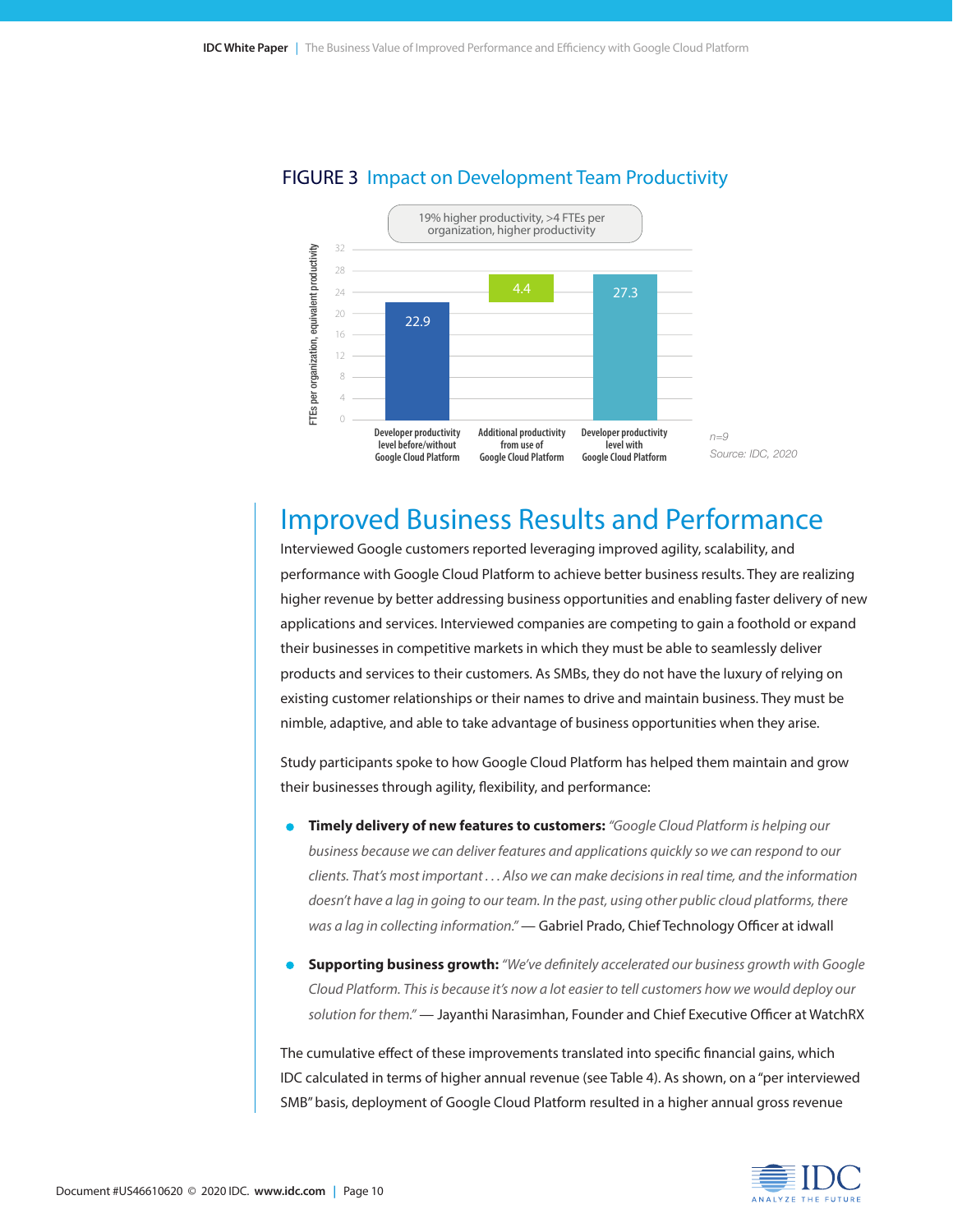FIGURE 3 Impact on Development Team Productivity

19% higher productivity, >4 FTEs per organization, higher productivity

| | FTEs per organization, equivalent productivity |
|---|---|
| Developer productivity level before/without Google Cloud Platform | 22.9 |
| Additional productivity from use of Google Cloud Platform | 4.4 |
| Developer productivity level with Google Cloud Platform | 27.3 |

n=9

Source: IDC, 2020

## Improved Business Results and Performance

Interviewed Google customers reported leveraging improved agility, scalability, and performance with Google Cloud Platform to achieve better business results. They are realizing higher revenue by better addressing business opportunities and enabling faster delivery of new applications and services. Interviewed companies are competing to gain a foothold or expand their businesses in competitive markets in which they must be able to seamlessly deliver products and services to their customers. As SMBs, they do not have the luxury of relying on existing customer relationships or their names to drive and maintain business. They must be nimble, adaptive, and able to take advantage of business opportunities when they arise.

Study participants spoke to how Google Cloud Platform has helped them maintain and grow their businesses through agility, flexibility, and performance:

- **Timely delivery of new features to customers:** *"Google Cloud Platform is helping our business because we can deliver features and applications quickly so we can respond to our clients. That's most important . . . Also we can make decisions in real time, and the information doesn't have a lag in going to our team. In the past, using other public cloud platforms, there was a lag in collecting information."* — Gabriel Prado, Chief Technology Officer at idwall
- **Supporting business growth:** *"We've definitely accelerated our business growth with Google Cloud Platform. This is because it's now a lot easier to tell customers how we would deploy our solution for them."* — Jayanthi Narasimhan, Founder and Chief Executive Officer at WatchRX

The cumulative effect of these improvements translated into specific financial gains, which IDC calculated in terms of higher annual revenue (see Table 4). As shown, on a "per interviewed SMB" basis, deployment of Google Cloud Platform resulted in a higher annual gross revenue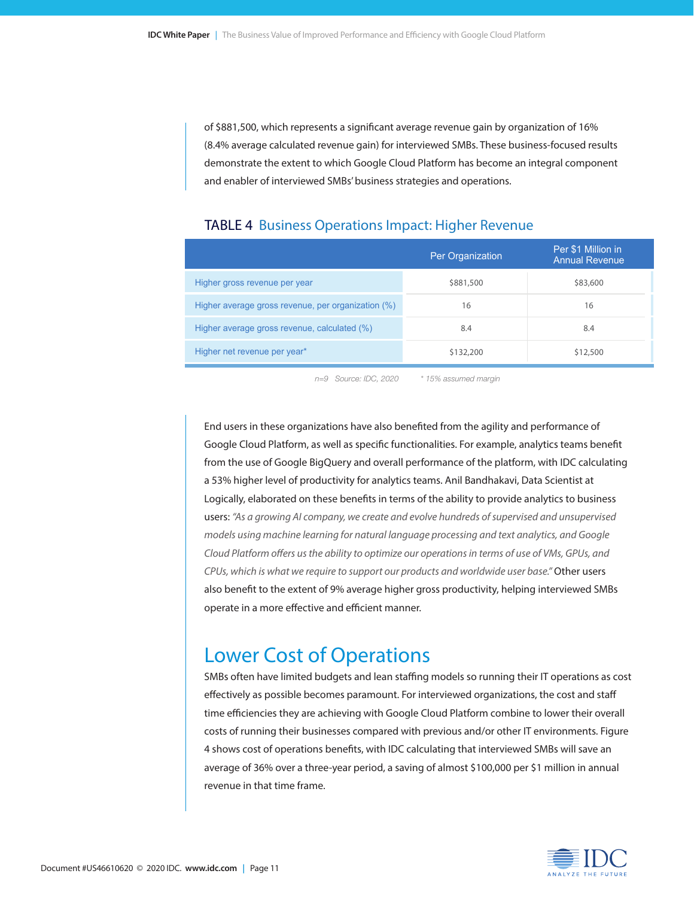of $881,500, which represents a significant average revenue gain by organization of 16% (8.4% average calculated revenue gain) for interviewed SMBs. These business-focused results demonstrate the extent to which Google Cloud Platform has become an integral component and enabler of interviewed SMBs' business strategies and operations.

**TABLE 4** Business Operations Impact: Higher Revenue

| | Per Organization | Per $1 Million in Annual Revenue |
|---|---|---|
| Higher gross revenue per year | $881,500 | $83,600 |
| Higher average gross revenue, per organization (%) | 16 | 16 |
| Higher average gross revenue, calculated (%) | 8.4 | 8.4 |
| Higher net revenue per year* | $132,200 | $12,500 |

*n=9 Source: IDC, 2020* *\* 15% assumed margin*

End users in these organizations have also benefited from the agility and performance of Google Cloud Platform, as well as specific functionalities. For example, analytics teams benefit from the use of Google BigQuery and overall performance of the platform, with IDC calculating a 53% higher level of productivity for analytics teams. Anil Bandhakavi, Data Scientist at Logically, elaborated on these benefits in terms of the ability to provide analytics to business users: *"As a growing AI company, we create and evolve hundreds of supervised and unsupervised models using machine learning for natural language processing and text analytics, and Google Cloud Platform offers us the ability to optimize our operations in terms of use of VMs, GPUs, and CPUs, which is what we require to support our products and worldwide user base."* Other users also benefit to the extent of 9% average higher gross productivity, helping interviewed SMBs operate in a more effective and efficient manner.

## Lower Cost of Operations

SMBs often have limited budgets and lean staffing models so running their IT operations as cost effectively as possible becomes paramount. For interviewed organizations, the cost and staff time efficiencies they are achieving with Google Cloud Platform combine to lower their overall costs of running their businesses compared with previous and/or other IT environments. Figure 4 shows cost of operations benefits, with IDC calculating that interviewed SMBs will save an average of 36% over a three-year period, a saving of almost $100,000 per $1 million in annual revenue in that time frame.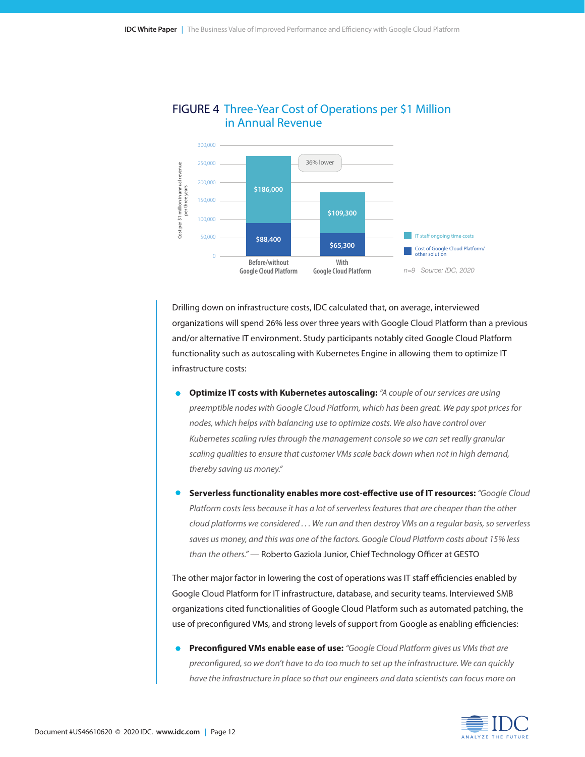## FIGURE 4 Three-Year Cost of Operations per $1 Million in Annual Revenue

| | Before/without Google Cloud Platform | With Google Cloud Platform |
|---|---|---|
| IT staff ongoing time costs | $186,000 | $109,300 |
| Cost of Google Cloud Platform/other solution | $88,400 | $65,300 |

36% lower

Cost per $1 million in annual revenue per three years

n=9 Source: IDC, 2020

Drilling down on infrastructure costs, IDC calculated that, on average, interviewed organizations will spend 26% less over three years with Google Cloud Platform than a previous and/or alternative IT environment. Study participants notably cited Google Cloud Platform functionality such as autoscaling with Kubernetes Engine in allowing them to optimize IT infrastructure costs:

- **Optimize IT costs with Kubernetes autoscaling:** *"A couple of our services are using preemptible nodes with Google Cloud Platform, which has been great. We pay spot prices for nodes, which helps with balancing use to optimize costs. We also have control over Kubernetes scaling rules through the management console so we can set really granular scaling qualities to ensure that customer VMs scale back down when not in high demand, thereby saving us money."*
- **Serverless functionality enables more cost-effective use of IT resources:** *"Google Cloud Platform costs less because it has a lot of serverless features that are cheaper than the other cloud platforms we considered . . . We run and then destroy VMs on a regular basis, so serverless saves us money, and this was one of the factors. Google Cloud Platform costs about 15% less than the others."* — Roberto Gaziola Junior, Chief Technology Officer at GESTO

The other major factor in lowering the cost of operations was IT staff efficiencies enabled by Google Cloud Platform for IT infrastructure, database, and security teams. Interviewed SMB organizations cited functionalities of Google Cloud Platform such as automated patching, the use of preconfigured VMs, and strong levels of support from Google as enabling efficiencies:

- **Preconfigured VMs enable ease of use:** *"Google Cloud Platform gives us VMs that are preconfigured, so we don't have to do too much to set up the infrastructure. We can quickly have the infrastructure in place so that our engineers and data scientists can focus more on*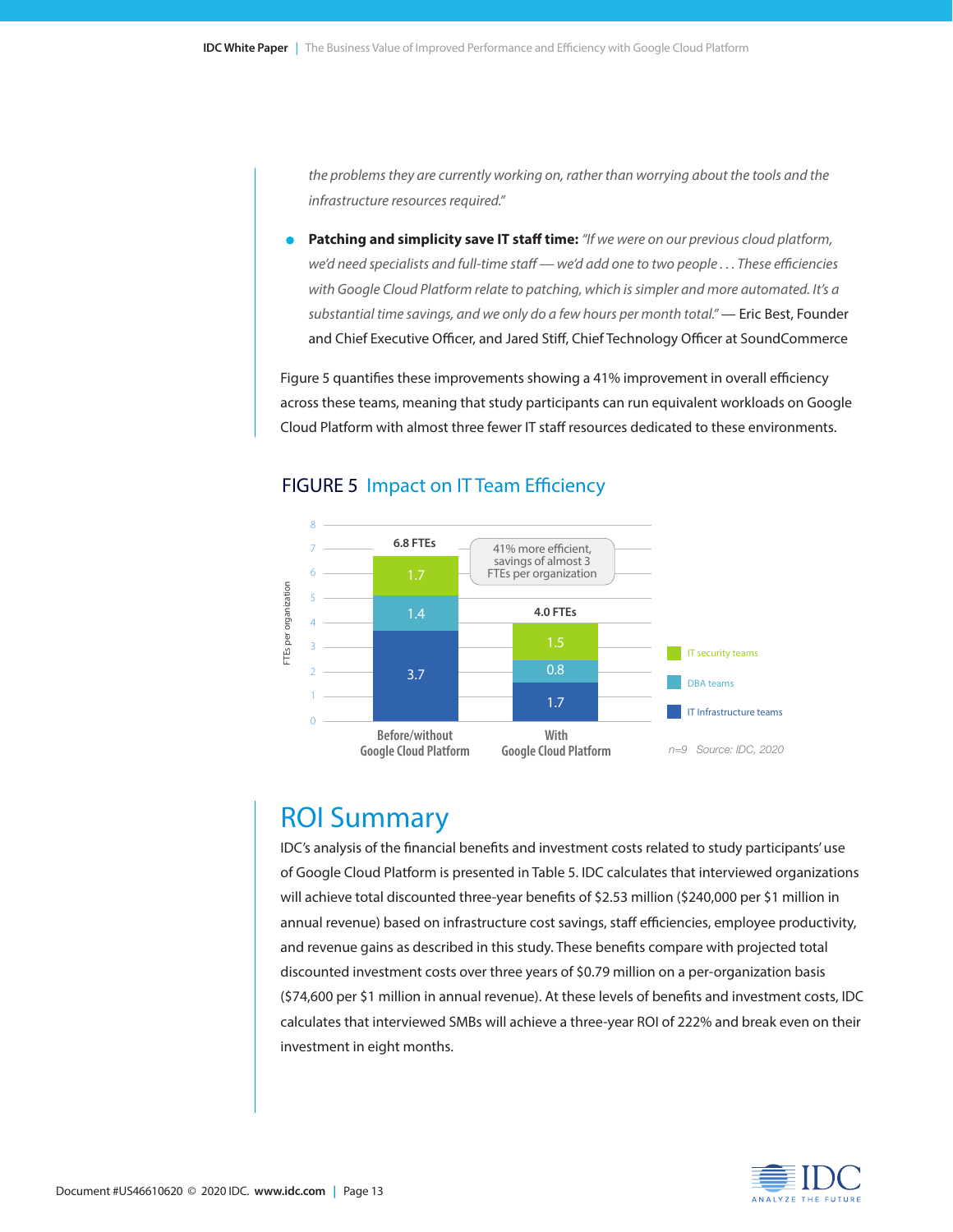*the problems they are currently working on, rather than worrying about the tools and the infrastructure resources required."*

- **Patching and simplicity save IT staff time:** *"If we were on our previous cloud platform, we'd need specialists and full-time staff — we'd add one to two people . . . These efficiencies with Google Cloud Platform relate to patching, which is simpler and more automated. It's a substantial time savings, and we only do a few hours per month total."* — Eric Best, Founder and Chief Executive Officer, and Jared Stiff, Chief Technology Officer at SoundCommerce

Figure 5 quantifies these improvements showing a 41% improvement in overall efficiency across these teams, meaning that study participants can run equivalent workloads on Google Cloud Platform with almost three fewer IT staff resources dedicated to these environments.

### FIGURE 5 Impact on IT Team Efficiency

| FTEs per organization | Before/without Google Cloud Platform | With Google Cloud Platform |
|---|---|---|
| IT security teams | 1.7 | 1.5 |
| DBA teams | 1.4 | 0.8 |
| IT Infrastructure teams | 3.7 | 1.7 |
| Total | 6.8 FTEs | 4.0 FTEs |

41% more efficient, savings of almost 3 FTEs per organization

n=9 Source: IDC, 2020

## ROI Summary

IDC's analysis of the financial benefits and investment costs related to study participants' use of Google Cloud Platform is presented in Table 5. IDC calculates that interviewed organizations will achieve total discounted three-year benefits of $2.53 million ($240,000 per $1 million in annual revenue) based on infrastructure cost savings, staff efficiencies, employee productivity, and revenue gains as described in this study. These benefits compare with projected total discounted investment costs over three years of $0.79 million on a per-organization basis ($74,600 per $1 million in annual revenue). At these levels of benefits and investment costs, IDC calculates that interviewed SMBs will achieve a three-year ROI of 222% and break even on their investment in eight months.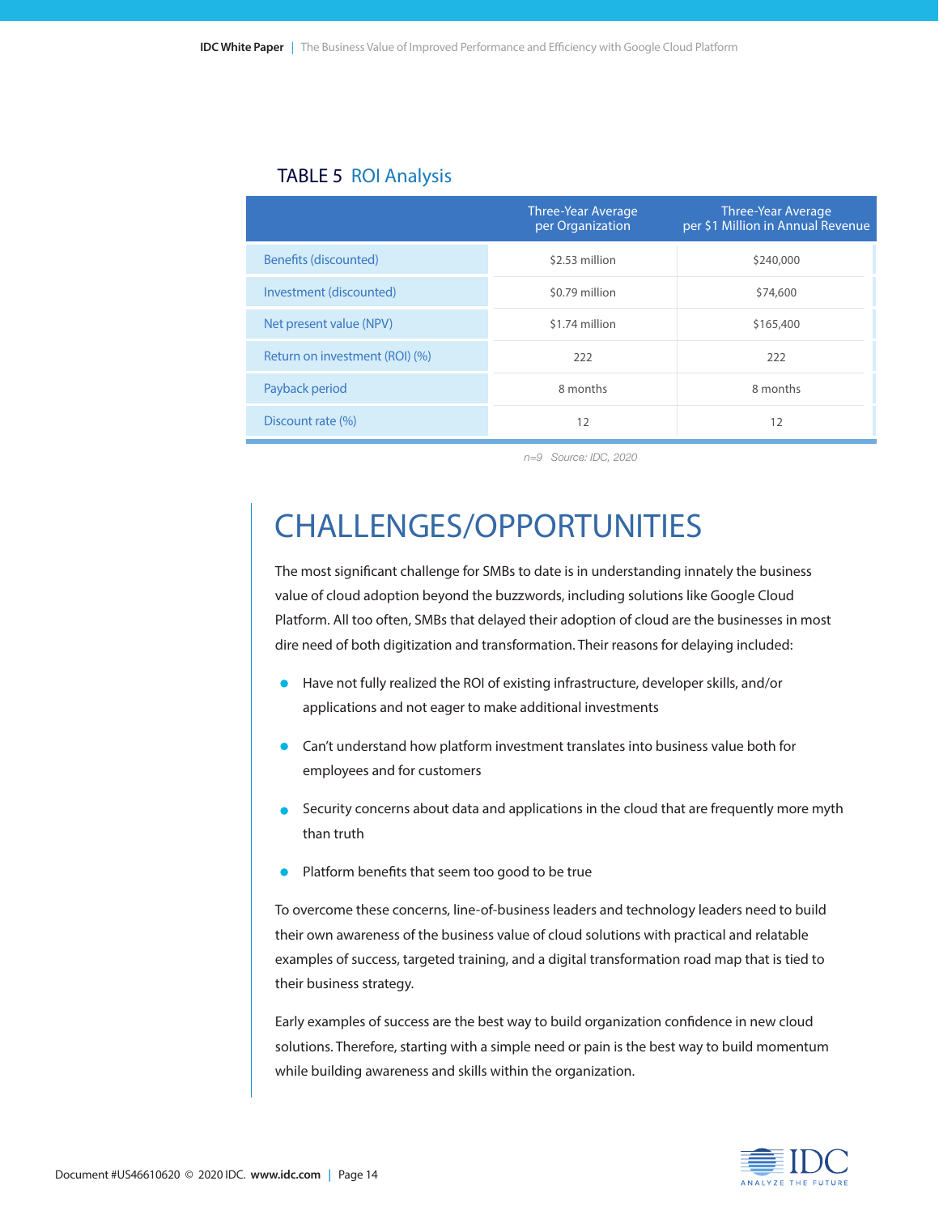**TABLE 5** ROI Analysis

| | Three-Year Average per Organization | Three-Year Average per $1 Million in Annual Revenue |
|---|---|---|
| Benefits (discounted) | $2.53 million | $240,000 |
| Investment (discounted) | $0.79 million | $74,600 |
| Net present value (NPV) | $1.74 million | $165,400 |
| Return on investment (ROI) (%) | 222 | 222 |
| Payback period | 8 months | 8 months |
| Discount rate (%) | 12 | 12 |

*n=9 Source: IDC, 2020*

# CHALLENGES/OPPORTUNITIES

The most significant challenge for SMBs to date is in understanding innately the business value of cloud adoption beyond the buzzwords, including solutions like Google Cloud Platform. All too often, SMBs that delayed their adoption of cloud are the businesses in most dire need of both digitization and transformation. Their reasons for delaying included:

- Have not fully realized the ROI of existing infrastructure, developer skills, and/or applications and not eager to make additional investments
- Can't understand how platform investment translates into business value both for employees and for customers
- Security concerns about data and applications in the cloud that are frequently more myth than truth
- Platform benefits that seem too good to be true

To overcome these concerns, line-of-business leaders and technology leaders need to build their own awareness of the business value of cloud solutions with practical and relatable examples of success, targeted training, and a digital transformation road map that is tied to their business strategy.

Early examples of success are the best way to build organization confidence in new cloud solutions. Therefore, starting with a simple need or pain is the best way to build momentum while building awareness and skills within the organization.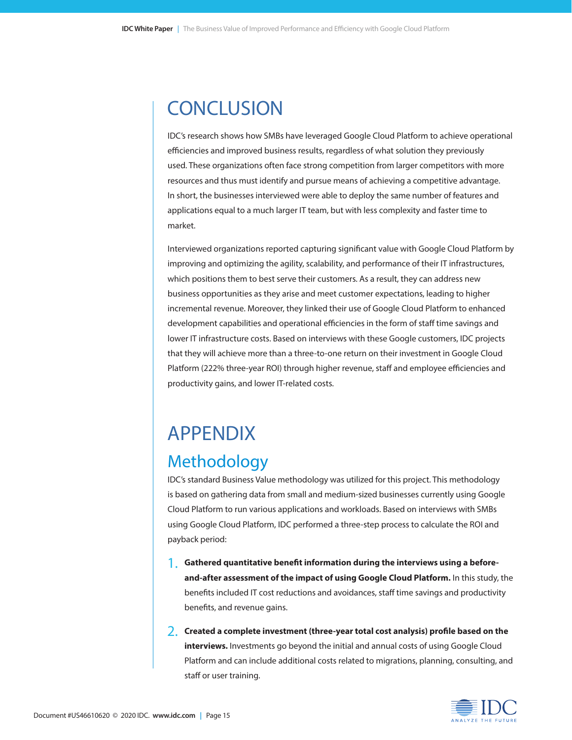# CONCLUSION

IDC's research shows how SMBs have leveraged Google Cloud Platform to achieve operational efficiencies and improved business results, regardless of what solution they previously used. These organizations often face strong competition from larger competitors with more resources and thus must identify and pursue means of achieving a competitive advantage. In short, the businesses interviewed were able to deploy the same number of features and applications equal to a much larger IT team, but with less complexity and faster time to market.

Interviewed organizations reported capturing significant value with Google Cloud Platform by improving and optimizing the agility, scalability, and performance of their IT infrastructures, which positions them to best serve their customers. As a result, they can address new business opportunities as they arise and meet customer expectations, leading to higher incremental revenue. Moreover, they linked their use of Google Cloud Platform to enhanced development capabilities and operational efficiencies in the form of staff time savings and lower IT infrastructure costs. Based on interviews with these Google customers, IDC projects that they will achieve more than a three-to-one return on their investment in Google Cloud Platform (222% three-year ROI) through higher revenue, staff and employee efficiencies and productivity gains, and lower IT-related costs.

# APPENDIX

## Methodology

IDC's standard Business Value methodology was utilized for this project. This methodology is based on gathering data from small and medium-sized businesses currently using Google Cloud Platform to run various applications and workloads. Based on interviews with SMBs using Google Cloud Platform, IDC performed a three-step process to calculate the ROI and payback period:

1. **Gathered quantitative benefit information during the interviews using a before-and-after assessment of the impact of using Google Cloud Platform.** In this study, the benefits included IT cost reductions and avoidances, staff time savings and productivity benefits, and revenue gains.
2. **Created a complete investment (three-year total cost analysis) profile based on the interviews.** Investments go beyond the initial and annual costs of using Google Cloud Platform and can include additional costs related to migrations, planning, consulting, and staff or user training.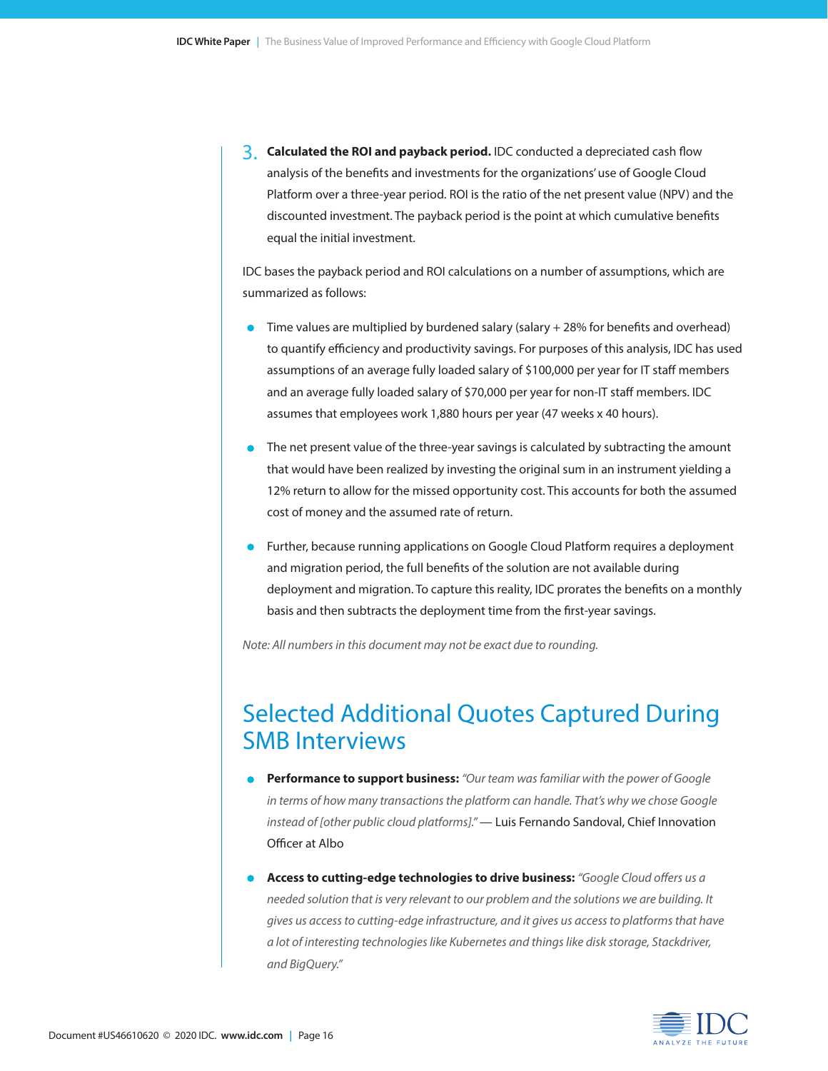3. **Calculated the ROI and payback period.** IDC conducted a depreciated cash flow analysis of the benefits and investments for the organizations' use of Google Cloud Platform over a three-year period. ROI is the ratio of the net present value (NPV) and the discounted investment. The payback period is the point at which cumulative benefits equal the initial investment.

IDC bases the payback period and ROI calculations on a number of assumptions, which are summarized as follows:

- Time values are multiplied by burdened salary (salary + 28% for benefits and overhead) to quantify efficiency and productivity savings. For purposes of this analysis, IDC has used assumptions of an average fully loaded salary of $100,000 per year for IT staff members and an average fully loaded salary of $70,000 per year for non-IT staff members. IDC assumes that employees work 1,880 hours per year (47 weeks x 40 hours).
- The net present value of the three-year savings is calculated by subtracting the amount that would have been realized by investing the original sum in an instrument yielding a 12% return to allow for the missed opportunity cost. This accounts for both the assumed cost of money and the assumed rate of return.
- Further, because running applications on Google Cloud Platform requires a deployment and migration period, the full benefits of the solution are not available during deployment and migration. To capture this reality, IDC prorates the benefits on a monthly basis and then subtracts the deployment time from the first-year savings.

*Note: All numbers in this document may not be exact due to rounding.*

## Selected Additional Quotes Captured During SMB Interviews

- **Performance to support business:** *"Our team was familiar with the power of Google in terms of how many transactions the platform can handle. That's why we chose Google instead of [other public cloud platforms]."* — Luis Fernando Sandoval, Chief Innovation Officer at Albo
- **Access to cutting-edge technologies to drive business:** *"Google Cloud offers us a needed solution that is very relevant to our problem and the solutions we are building. It gives us access to cutting-edge infrastructure, and it gives us access to platforms that have a lot of interesting technologies like Kubernetes and things like disk storage, Stackdriver, and BigQuery."*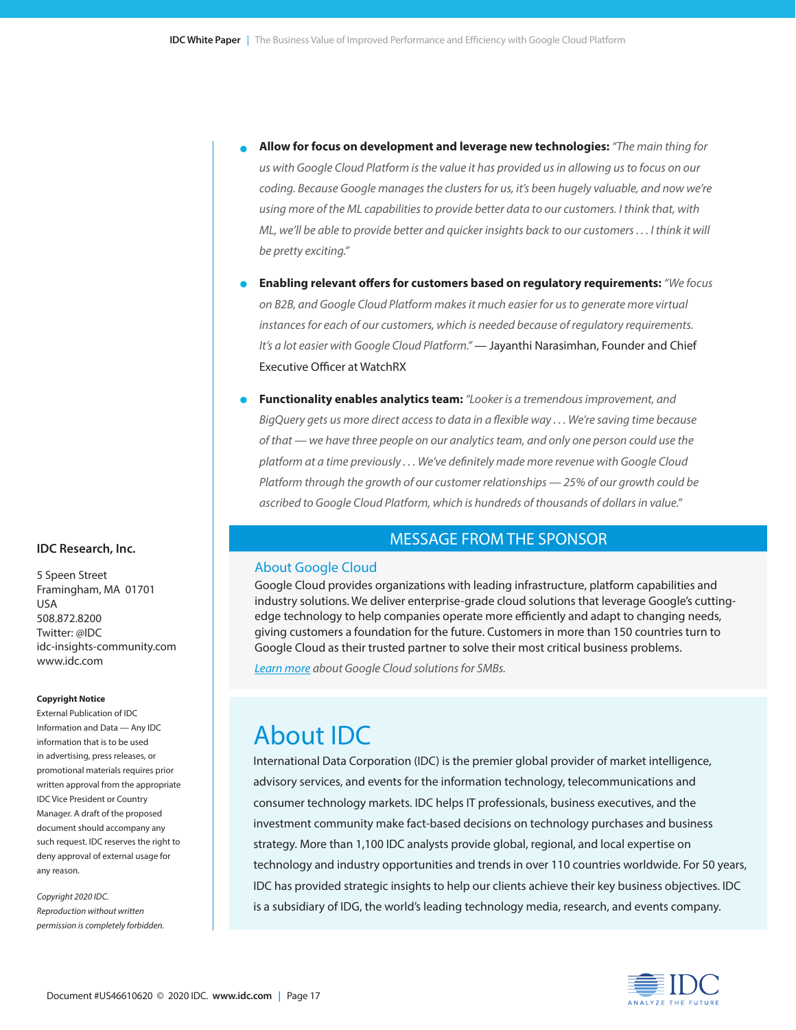- **Allow for focus on development and leverage new technologies:** *"The main thing for us with Google Cloud Platform is the value it has provided us in allowing us to focus on our coding. Because Google manages the clusters for us, it's been hugely valuable, and now we're using more of the ML capabilities to provide better data to our customers. I think that, with ML, we'll be able to provide better and quicker insights back to our customers . . . I think it will be pretty exciting."*
- **Enabling relevant offers for customers based on regulatory requirements:** *"We focus on B2B, and Google Cloud Platform makes it much easier for us to generate more virtual instances for each of our customers, which is needed because of regulatory requirements. It's a lot easier with Google Cloud Platform."* — Jayanthi Narasimhan, Founder and Chief Executive Officer at WatchRX
- **Functionality enables analytics team:** *"Looker is a tremendous improvement, and BigQuery gets us more direct access to data in a flexible way . . . We're saving time because of that — we have three people on our analytics team, and only one person could use the platform at a time previously . . . We've definitely made more revenue with Google Cloud Platform through the growth of our customer relationships — 25% of our growth could be ascribed to Google Cloud Platform, which is hundreds of thousands of dollars in value."*

## MESSAGE FROM THE SPONSOR

### About Google Cloud

Google Cloud provides organizations with leading infrastructure, platform capabilities and industry solutions. We deliver enterprise-grade cloud solutions that leverage Google's cutting-edge technology to help companies operate more efficiently and adapt to changing needs, giving customers a foundation for the future. Customers in more than 150 countries turn to Google Cloud as their trusted partner to solve their most critical business problems.

*Learn more about Google Cloud solutions for SMBs.*

# About IDC

International Data Corporation (IDC) is the premier global provider of market intelligence, advisory services, and events for the information technology, telecommunications and consumer technology markets. IDC helps IT professionals, business executives, and the investment community make fact-based decisions on technology purchases and business strategy. More than 1,100 IDC analysts provide global, regional, and local expertise on technology and industry opportunities and trends in over 110 countries worldwide. For 50 years, IDC has provided strategic insights to help our clients achieve their key business objectives. IDC is a subsidiary of IDG, the world's leading technology media, research, and events company.

**IDC Research, Inc.**

5 Speen Street
Framingham, MA 01701
USA
508.872.8200
Twitter: @IDC
idc-insights-community.com
www.idc.com

**Copyright Notice**

External Publication of IDC Information and Data — Any IDC information that is to be used in advertising, press releases, or promotional materials requires prior written approval from the appropriate IDC Vice President or Country Manager. A draft of the proposed document should accompany any such request. IDC reserves the right to deny approval of external usage for any reason.

*Copyright 2020 IDC. Reproduction without written permission is completely forbidden.*

Document #US46610620 © 2020 IDC. **www.idc.com**